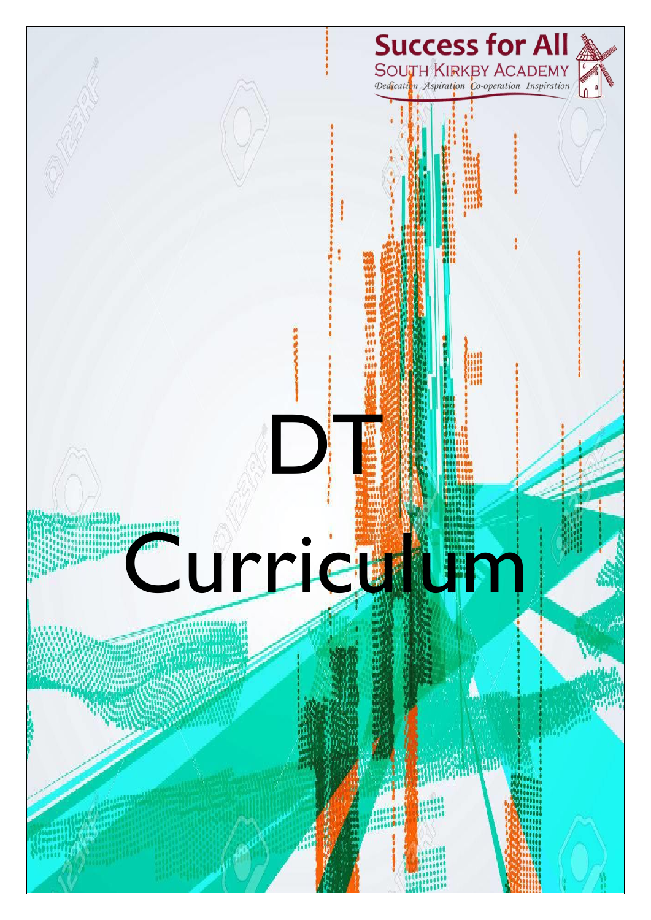Success for All
SOUTH KIRKBY ACADEMY
*Dedication Aspiration Co-operation Inspiration*

# DT Curriculum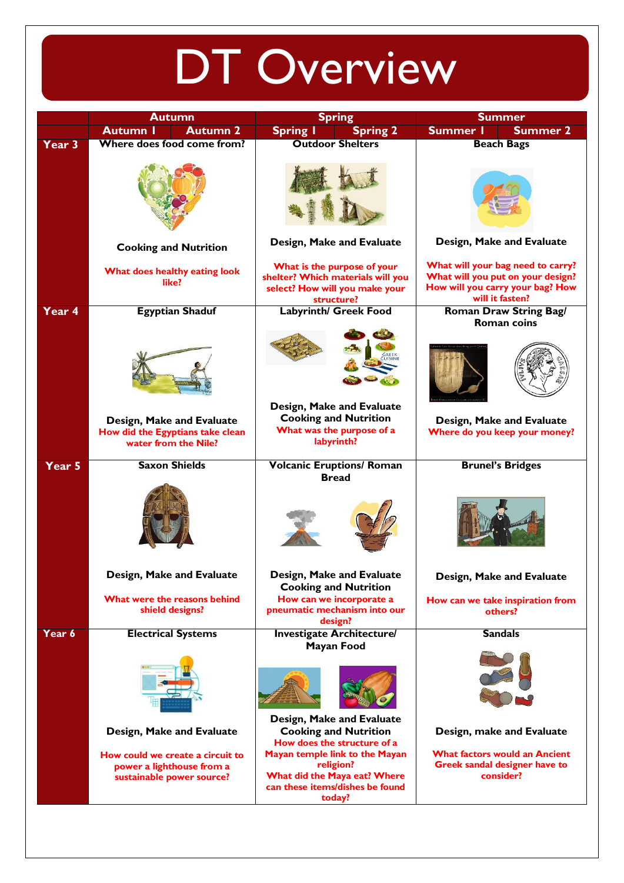# DT Overview

| | Autumn | | Spring | | Summer | |
|---|---|---|---|---|---|---|
| | Autumn 1 | Autumn 2 | Spring 1 | Spring 2 | Summer 1 | Summer 2 |
| **Year 3** | **Where does food come from?**<br><br>**Cooking and Nutrition**<br><br>What does healthy eating look like? | | **Outdoor Shelters**<br><br>**Design, Make and Evaluate**<br><br>What is the purpose of your shelter? Which materials will you select? How will you make your structure? | | **Beach Bags**<br><br>**Design, Make and Evaluate**<br><br>What will your bag need to carry? What will you put on your design? How will you carry your bag? How will it fasten? | |
| **Year 4** | **Egyptian Shaduf**<br><br>**Design, Make and Evaluate**<br>How did the Egyptians take clean water from the Nile? | | **Labyrinth/ Greek Food**<br><br>**Design, Make and Evaluate**<br>**Cooking and Nutrition**<br>What was the purpose of a labyrinth? | | **Roman Draw String Bag/ Roman coins**<br><br>**Design, Make and Evaluate**<br>Where do you keep your money? | |
| **Year 5** | **Saxon Shields**<br><br>**Design, Make and Evaluate**<br><br>What were the reasons behind shield designs? | | **Volcanic Eruptions/ Roman Bread**<br><br>**Design, Make and Evaluate**<br>**Cooking and Nutrition**<br>How can we incorporate a pneumatic mechanism into our design? | | **Brunel's Bridges**<br><br>**Design, Make and Evaluate**<br><br>How can we take inspiration from others? | |
| **Year 6** | **Electrical Systems**<br><br>**Design, Make and Evaluate**<br><br>How could we create a circuit to power a lighthouse from a sustainable power source? | | **Investigate Architecture/ Mayan Food**<br><br>**Design, Make and Evaluate**<br>**Cooking and Nutrition**<br>How does the structure of a Mayan temple link to the Mayan religion?<br>What did the Maya eat? Where can these items/dishes be found today? | | **Sandals**<br><br>**Design, make and Evaluate**<br><br>What factors would an Ancient Greek sandal designer have to consider? | |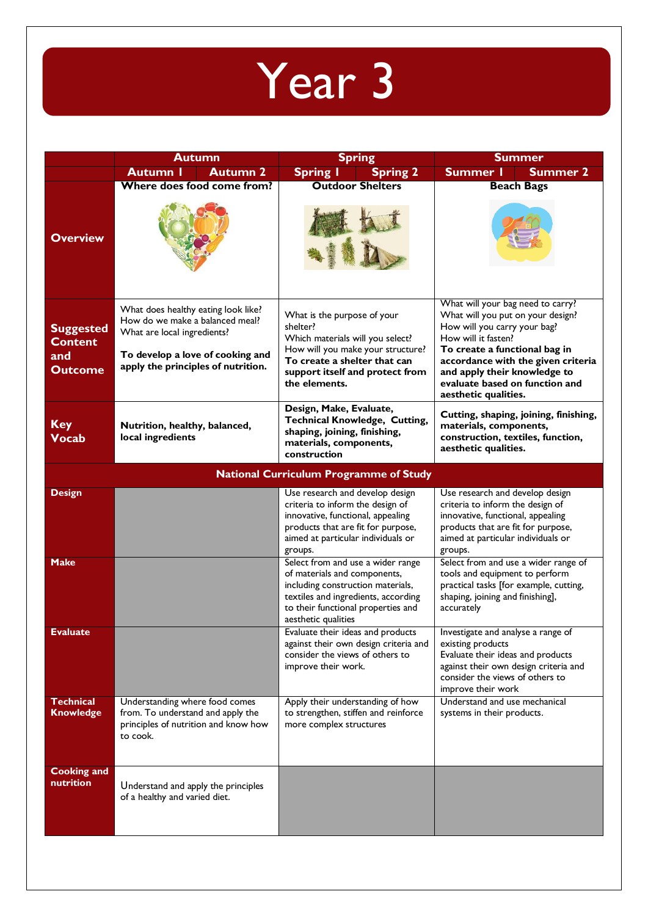# Year 3

| | Autumn | | Spring | | Summer | |
|---|---|---|---|---|---|---|
| | Autumn 1 | Autumn 2 | Spring 1 | Spring 2 | Summer 1 | Summer 2 |
| **Overview** | **Where does food come from?** | | **Outdoor Shelters** | | **Beach Bags** | |
| **Suggested Content and Outcome** | What does healthy eating look like?<br>How do we make a balanced meal?<br>What are local ingredients?<br><br>**To develop a love of cooking and apply the principles of nutrition.** | | What is the purpose of your shelter?<br>Which materials will you select?<br>How will you make your structure?<br>**To create a shelter that can support itself and protect from the elements.** | | What will your bag need to carry?<br>What will you put on your design?<br>How will you carry your bag?<br>How will it fasten?<br>**To create a functional bag in accordance with the given criteria and apply their knowledge to evaluate based on function and aesthetic qualities.** | |
| **Key Vocab** | **Nutrition, healthy, balanced, local ingredients** | | **Design, Make, Evaluate, Technical Knowledge, Cutting, shaping, joining, finishing, materials, components, construction** | | **Cutting, shaping, joining, finishing, materials, components, construction, textiles, function, aesthetic qualities.** | |
| **National Curriculum Programme of Study** | | | | | | |
| **Design** | | | Use research and develop design criteria to inform the design of innovative, functional, appealing products that are fit for purpose, aimed at particular individuals or groups. | | Use research and develop design criteria to inform the design of innovative, functional, appealing products that are fit for purpose, aimed at particular individuals or groups. | |
| **Make** | | | Select from and use a wider range of materials and components, including construction materials, textiles and ingredients, according to their functional properties and aesthetic qualities | | Select from and use a wider range of tools and equipment to perform practical tasks [for example, cutting, shaping, joining and finishing], accurately | |
| **Evaluate** | | | Evaluate their ideas and products against their own design criteria and consider the views of others to improve their work. | | Investigate and analyse a range of existing products<br>Evaluate their ideas and products against their own design criteria and consider the views of others to improve their work | |
| **Technical Knowledge** | Understanding where food comes from. To understand and apply the principles of nutrition and know how to cook. | | Apply their understanding of how to strengthen, stiffen and reinforce more complex structures | | Understand and use mechanical systems in their products. | |
| **Cooking and nutrition** | Understand and apply the principles of a healthy and varied diet. | | | | | |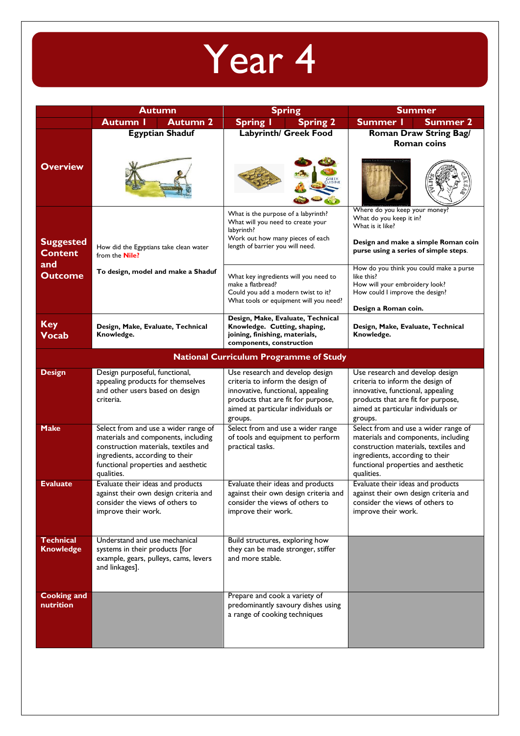# Year 4

| | Autumn | | Spring | | Summer | |
|---|---|---|---|---|---|---|
| | Autumn 1 | Autumn 2 | Spring 1 | Spring 2 | Summer 1 | Summer 2 |
| **Overview** | **Egyptian Shaduf** | | **Labyrinth/ Greek Food** | | **Roman Draw String Bag/ Roman coins** | |
| **Suggested Content and Outcome** | How did the Egyptians take clean water from the Nile?<br><br>**To design, model and make a Shaduf** | | What is the purpose of a labyrinth?<br>What will you need to create your labyrinth?<br>Work out how many pieces of each length of barrier you will need.<br><br>What key ingredients will you need to make a flatbread?<br>Could you add a modern twist to it?<br>What tools or equipment will you need? | | Where do you keep your money?<br>What do you keep it in?<br>What is it like?<br><br>**Design and make a simple Roman coin purse using a series of simple steps.**<br><br>How do you think you could make a purse like this?<br>How will your embroidery look?<br>How could I improve the design?<br><br>**Design a Roman coin.** | |
| **Key Vocab** | **Design, Make, Evaluate, Technical Knowledge.** | | **Design, Make, Evaluate, Technical Knowledge. Cutting, shaping, joining, finishing, materials, components, construction** | | **Design, Make, Evaluate, Technical Knowledge.** | |
| **National Curriculum Programme of Study** | | | | | | |
| **Design** | Design purposeful, functional, appealing products for themselves and other users based on design criteria. | | Use research and develop design criteria to inform the design of innovative, functional, appealing products that are fit for purpose, aimed at particular individuals or groups. | | Use research and develop design criteria to inform the design of innovative, functional, appealing products that are fit for purpose, aimed at particular individuals or groups. | |
| **Make** | Select from and use a wider range of materials and components, including construction materials, textiles and ingredients, according to their functional properties and aesthetic qualities. | | Select from and use a wider range of tools and equipment to perform practical tasks. | | Select from and use a wider range of materials and components, including construction materials, textiles and ingredients, according to their functional properties and aesthetic qualities. | |
| **Evaluate** | Evaluate their ideas and products against their own design criteria and consider the views of others to improve their work. | | Evaluate their ideas and products against their own design criteria and consider the views of others to improve their work. | | Evaluate their ideas and products against their own design criteria and consider the views of others to improve their work. | |
| **Technical Knowledge** | Understand and use mechanical systems in their products [for example, gears, pulleys, cams, levers and linkages]. | | Build structures, exploring how they can be made stronger, stiffer and more stable. | | | |
| **Cooking and nutrition** | | | Prepare and cook a variety of predominantly savoury dishes using a range of cooking techniques | | | |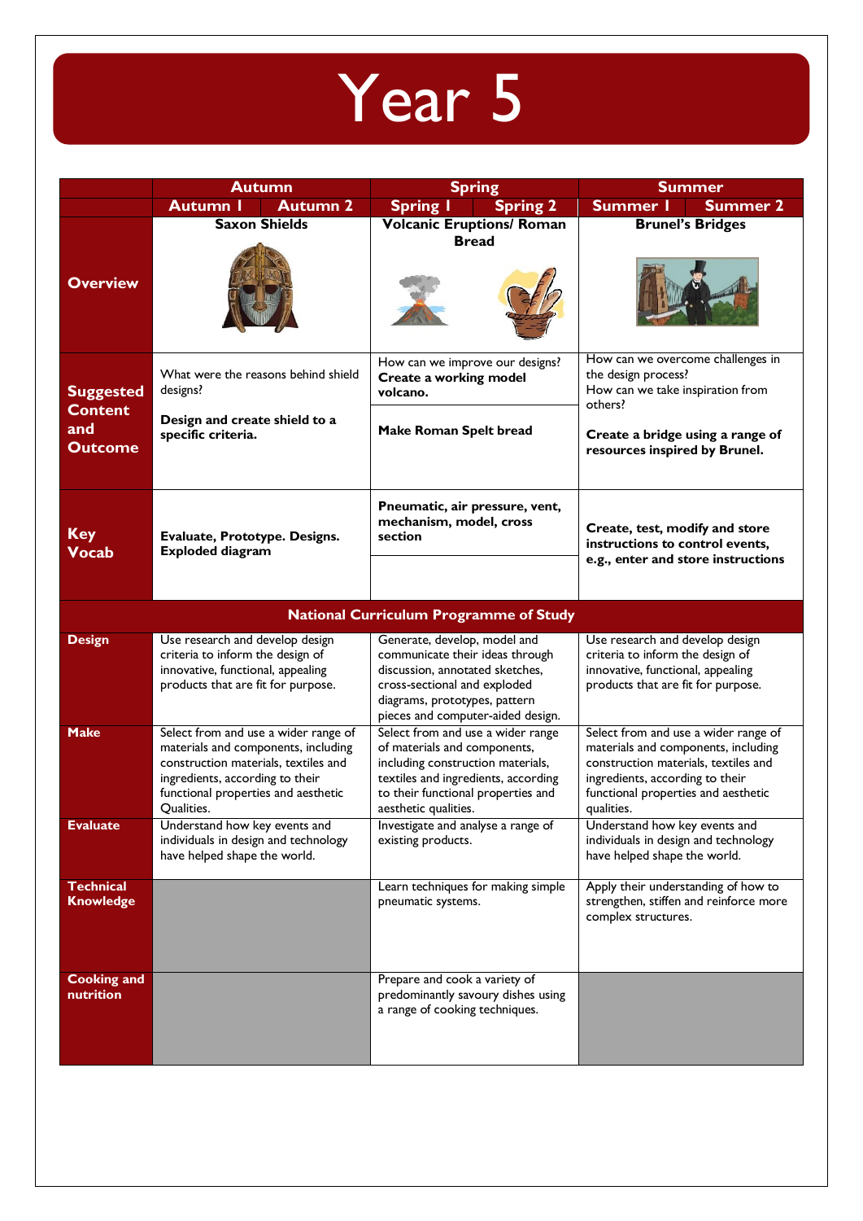# Year 5

| | Autumn | | Spring | | Summer | |
|---|---|---|---|---|---|---|
| | Autumn 1 | Autumn 2 | Spring 1 | Spring 2 | Summer 1 | Summer 2 |
| **Overview** | **Saxon Shields** | | **Volcanic Eruptions/ Roman Bread** | | **Brunel's Bridges** | |
| **Suggested Content and Outcome** | What were the reasons behind shield designs?<br><br>**Design and create shield to a specific criteria.** | | How can we improve our designs?<br>**Create a working model volcano.**<br><br>**Make Roman Spelt bread** | | How can we overcome challenges in the design process?<br>How can we take inspiration from others?<br><br>**Create a bridge using a range of resources inspired by Brunel.** | |
| **Key Vocab** | **Evaluate, Prototype. Designs. Exploded diagram** | | **Pneumatic, air pressure, vent, mechanism, model, cross section** | | **Create, test, modify and store instructions to control events, e.g., enter and store instructions** | |
| **National Curriculum Programme of Study** | | | | | | |
| **Design** | Use research and develop design criteria to inform the design of innovative, functional, appealing products that are fit for purpose. | | Generate, develop, model and communicate their ideas through discussion, annotated sketches, cross-sectional and exploded diagrams, prototypes, pattern pieces and computer-aided design. | | Use research and develop design criteria to inform the design of innovative, functional, appealing products that are fit for purpose. | |
| **Make** | Select from and use a wider range of materials and components, including construction materials, textiles and ingredients, according to their functional properties and aesthetic Qualities. | | Select from and use a wider range of materials and components, including construction materials, textiles and ingredients, according to their functional properties and aesthetic qualities. | | Select from and use a wider range of materials and components, including construction materials, textiles and ingredients, according to their functional properties and aesthetic qualities. | |
| **Evaluate** | Understand how key events and individuals in design and technology have helped shape the world. | | Investigate and analyse a range of existing products. | | Understand how key events and individuals in design and technology have helped shape the world. | |
| **Technical Knowledge** | | | Learn techniques for making simple pneumatic systems. | | Apply their understanding of how to strengthen, stiffen and reinforce more complex structures. | |
| **Cooking and nutrition** | | | Prepare and cook a variety of predominantly savoury dishes using a range of cooking techniques. | | | |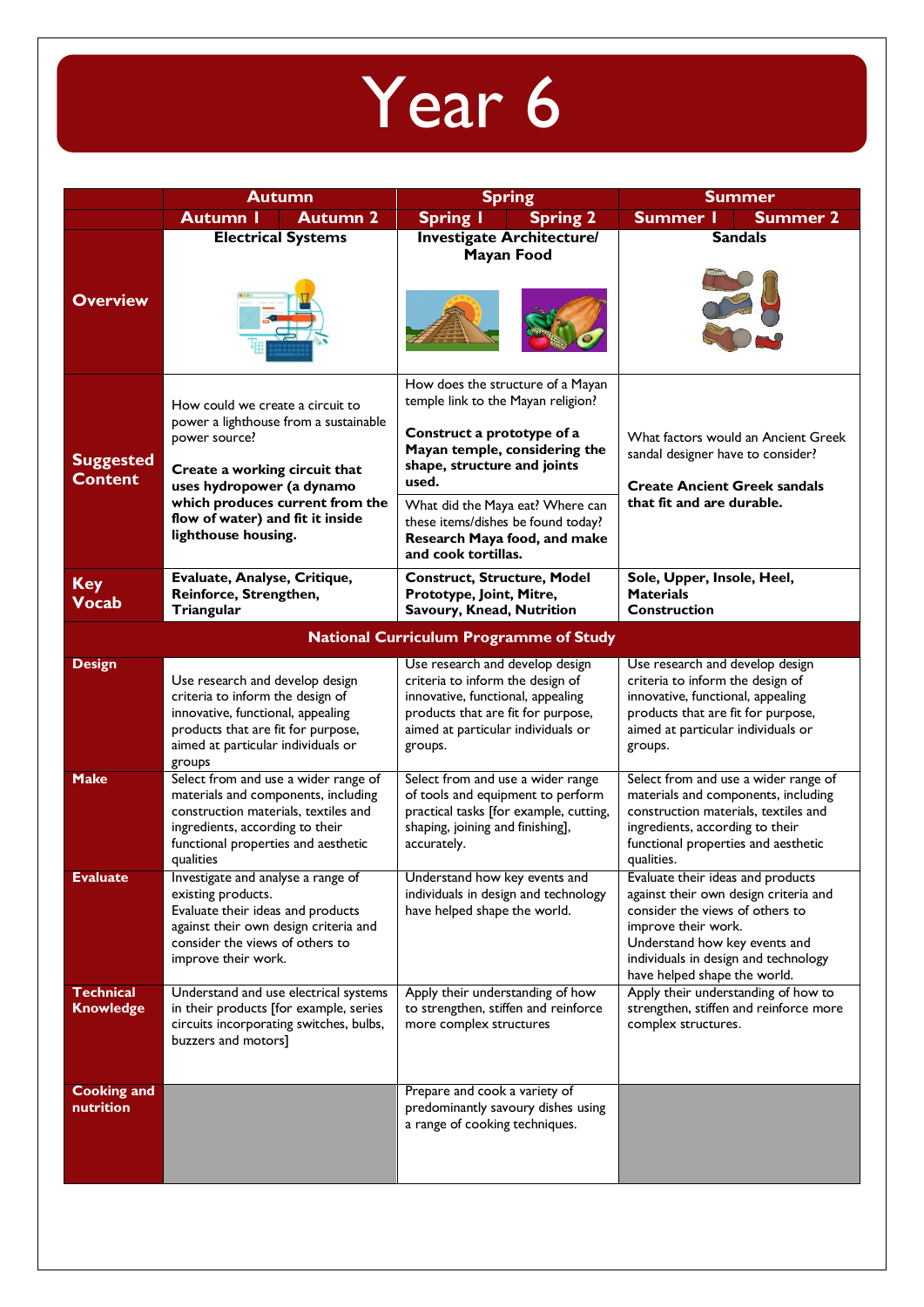# Year 6

| | Autumn | | Spring | | Summer | |
|---|---|---|---|---|---|---|
| | Autumn 1 | Autumn 2 | Spring 1 | Spring 2 | Summer 1 | Summer 2 |
| **Overview** | **Electrical Systems** | | **Investigate Architecture/ Mayan Food** | | **Sandals** | |
| **Suggested Content** | How could we create a circuit to power a lighthouse from a sustainable power source?<br><br>**Create a working circuit that uses hydropower (a dynamo which produces current from the flow of water) and fit it inside lighthouse housing.** | | How does the structure of a Mayan temple link to the Mayan religion?<br><br>**Construct a prototype of a Mayan temple, considering the shape, structure and joints used.**<br><br>What did the Maya eat? Where can these items/dishes be found today? **Research Maya food, and make and cook tortillas.** | | What factors would an Ancient Greek sandal designer have to consider?<br><br>**Create Ancient Greek sandals that fit and are durable.** | |
| **Key Vocab** | **Evaluate, Analyse, Critique, Reinforce, Strengthen, Triangular** | | **Construct, Structure, Model Prototype, Joint, Mitre, Savoury, Knead, Nutrition** | | **Sole, Upper, Insole, Heel, Materials Construction** | |
| **National Curriculum Programme of Study** | | | | | | |
| **Design** | Use research and develop design criteria to inform the design of innovative, functional, appealing products that are fit for purpose, aimed at particular individuals or groups | | Use research and develop design criteria to inform the design of innovative, functional, appealing products that are fit for purpose, aimed at particular individuals or groups. | | Use research and develop design criteria to inform the design of innovative, functional, appealing products that are fit for purpose, aimed at particular individuals or groups. | |
| **Make** | Select from and use a wider range of materials and components, including construction materials, textiles and ingredients, according to their functional properties and aesthetic qualities | | Select from and use a wider range of tools and equipment to perform practical tasks [for example, cutting, shaping, joining and finishing], accurately. | | Select from and use a wider range of materials and components, including construction materials, textiles and ingredients, according to their functional properties and aesthetic qualities. | |
| **Evaluate** | Investigate and analyse a range of existing products.<br>Evaluate their ideas and products against their own design criteria and consider the views of others to improve their work. | | Understand how key events and individuals in design and technology have helped shape the world. | | Evaluate their ideas and products against their own design criteria and consider the views of others to improve their work.<br>Understand how key events and individuals in design and technology have helped shape the world. | |
| **Technical Knowledge** | Understand and use electrical systems in their products [for example, series circuits incorporating switches, bulbs, buzzers and motors] | | Apply their understanding of how to strengthen, stiffen and reinforce more complex structures | | Apply their understanding of how to strengthen, stiffen and reinforce more complex structures. | |
| **Cooking and nutrition** | | | Prepare and cook a variety of predominantly savoury dishes using a range of cooking techniques. | | | |